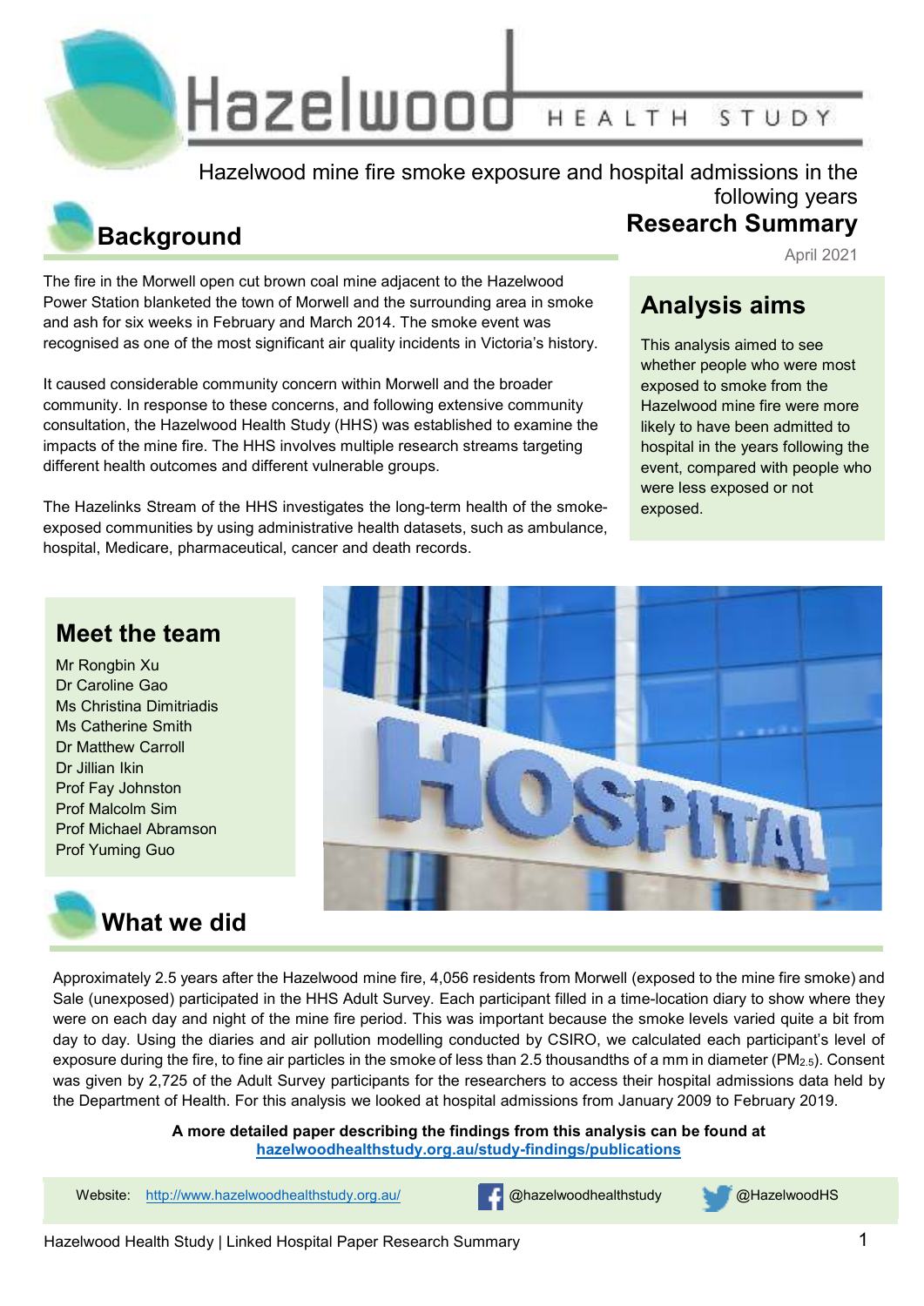# Hazelwood Health Study

Hazelwood mine fire smoke exposure and hospital admissions in the following years

**Research Summary**

April 2021

## Background

The fire in the Morwell open cut brown coal mine adjacent to the Hazelwood Power Station blanketed the town of Morwell and the surrounding area in smoke and ash for six weeks in February and March 2014. The smoke event was recognised as one of the most significant air quality incidents in Victoria's history.

It caused considerable community concern within Morwell and the broader community. In response to these concerns, and following extensive community consultation, the Hazelwood Health Study (HHS) was established to examine the impacts of the mine fire. The HHS involves multiple research streams targeting different health outcomes and different vulnerable groups.

The Hazelinks Stream of the HHS investigates the long-term health of the smoke-exposed communities by using administrative health datasets, such as ambulance, hospital, Medicare, pharmaceutical, cancer and death records.

## Analysis aims

This analysis aimed to see whether people who were most exposed to smoke from the Hazelwood mine fire were more likely to have been admitted to hospital in the years following the event, compared with people who were less exposed or not exposed.

## Meet the team

Mr Rongbin Xu
Dr Caroline Gao
Ms Christina Dimitriadis
Ms Catherine Smith
Dr Matthew Carroll
Dr Jillian Ikin
Prof Fay Johnston
Prof Malcolm Sim
Prof Michael Abramson
Prof Yuming Guo

## What we did

Approximately 2.5 years after the Hazelwood mine fire, 4,056 residents from Morwell (exposed to the mine fire smoke) and Sale (unexposed) participated in the HHS Adult Survey. Each participant filled in a time-location diary to show where they were on each day and night of the mine fire period. This was important because the smoke levels varied quite a bit from day to day. Using the diaries and air pollution modelling conducted by CSIRO, we calculated each participant's level of exposure during the fire, to fine air particles in the smoke of less than 2.5 thousandths of a mm in diameter ($PM_{2.5}$). Consent was given by 2,725 of the Adult Survey participants for the researchers to access their hospital admissions data held by the Department of Health. For this analysis we looked at hospital admissions from January 2009 to February 2019.

**A more detailed paper describing the findings from this analysis can be found at**
**hazelwoodhealthstudy.org.au/study-findings/publications**

Website: http://www.hazelwoodhealthstudy.org.au/ @hazelwoodhealthstudy @HazelwoodHS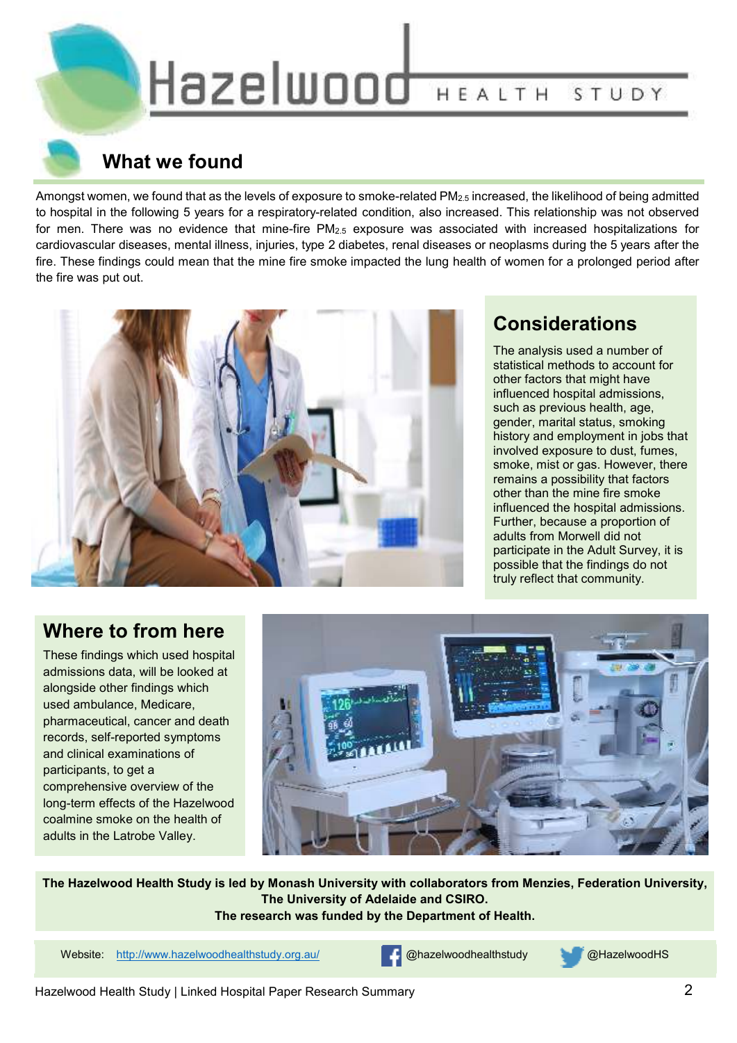# Hazelwood HEALTH STUDY

## What we found

Amongst women, we found that as the levels of exposure to smoke-related $PM_{2.5}$ increased, the likelihood of being admitted to hospital in the following 5 years for a respiratory-related condition, also increased. This relationship was not observed for men. There was no evidence that mine-fire $PM_{2.5}$ exposure was associated with increased hospitalizations for cardiovascular diseases, mental illness, injuries, type 2 diabetes, renal diseases or neoplasms during the 5 years after the fire. These findings could mean that the mine fire smoke impacted the lung health of women for a prolonged period after the fire was put out.

## Considerations

The analysis used a number of statistical methods to account for other factors that might have influenced hospital admissions, such as previous health, age, gender, marital status, smoking history and employment in jobs that involved exposure to dust, fumes, smoke, mist or gas. However, there remains a possibility that factors other than the mine fire smoke influenced the hospital admissions. Further, because a proportion of adults from Morwell did not participate in the Adult Survey, it is possible that the findings do not truly reflect that community.

## Where to from here

These findings which used hospital admissions data, will be looked at alongside other findings which used ambulance, Medicare, pharmaceutical, cancer and death records, self-reported symptoms and clinical examinations of participants, to get a comprehensive overview of the long-term effects of the Hazelwood coalmine smoke on the health of adults in the Latrobe Valley.

**The Hazelwood Health Study is led by Monash University with collaborators from Menzies, Federation University, The University of Adelaide and CSIRO.**
**The research was funded by the Department of Health.**

Website: http://www.hazelwoodhealthstudy.org.au/ @hazelwoodhealthstudy @HazelwoodHS

Hazelwood Health Study | Linked Hospital Paper Research Summary